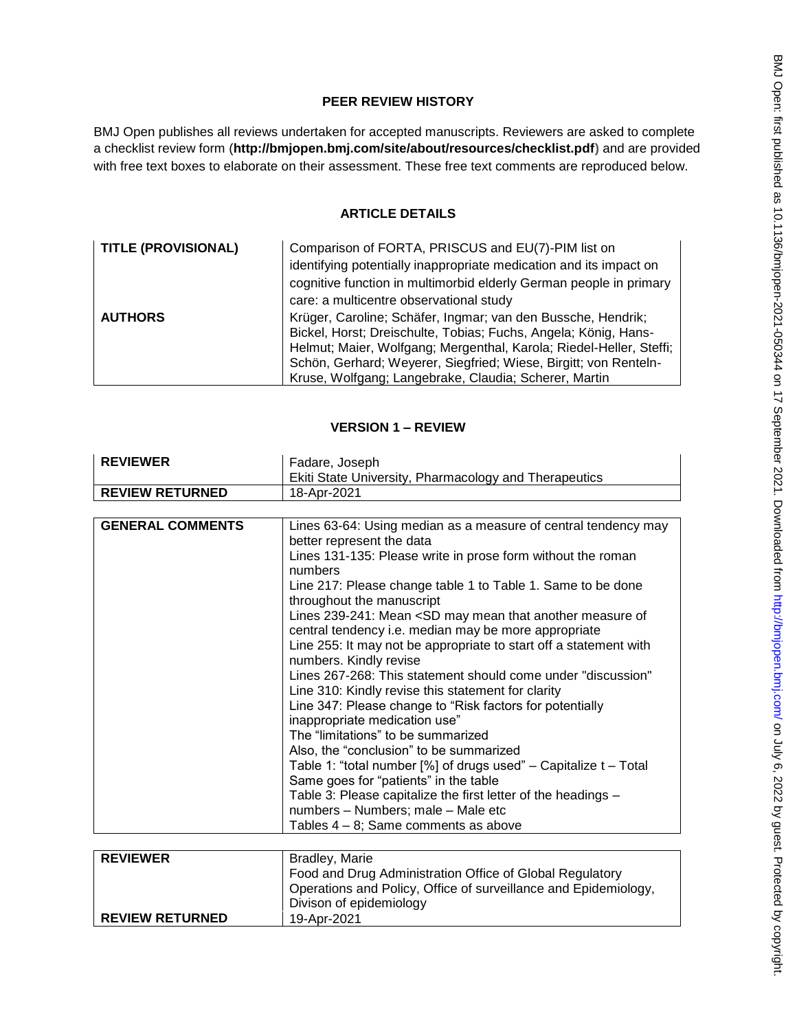## PEER REVIEW HISTORY

BMJ Open publishes all reviews undertaken for accepted manuscripts. Reviewers are asked to complete a checklist review form (**http://bmjopen.bmj.com/site/about/resources/checklist.pdf**) and are provided with free text boxes to elaborate on their assessment. These free text comments are reproduced below.

## ARTICLE DETAILS

| | |
|---|---|
| **TITLE (PROVISIONAL)** | Comparison of FORTA, PRISCUS and EU(7)-PIM list on identifying potentially inappropriate medication and its impact on cognitive function in multimorbid elderly German people in primary care: a multicentre observational study |
| **AUTHORS** | Krüger, Caroline; Schäfer, Ingmar; van den Bussche, Hendrik; Bickel, Horst; Dreischulte, Tobias; Fuchs, Angela; König, Hans-Helmut; Maier, Wolfgang; Mergenthal, Karola; Riedel-Heller, Steffi; Schön, Gerhard; Weyerer, Siegfried; Wiese, Birgitt; von Renteln-Kruse, Wolfgang; Langebrake, Claudia; Scherer, Martin |

## VERSION 1 – REVIEW

| | |
|---|---|
| **REVIEWER** | Fadare, Joseph<br>Ekiti State University, Pharmacology and Therapeutics |
| **REVIEW RETURNED** | 18-Apr-2021 |

| | |
|---|---|
| **GENERAL COMMENTS** | Lines 63-64: Using median as a measure of central tendency may better represent the data<br>Lines 131-135: Please write in prose form without the roman numbers<br>Line 217: Please change table 1 to Table 1. Same to be done throughout the manuscript<br>Lines 239-241: Mean <SD may mean that another measure of central tendency i.e. median may be more appropriate<br>Line 255: It may not be appropriate to start off a statement with numbers. Kindly revise<br>Lines 267-268: This statement should come under "discussion"<br>Line 310: Kindly revise this statement for clarity<br>Line 347: Please change to "Risk factors for potentially inappropriate medication use"<br>The "limitations" to be summarized<br>Also, the "conclusion" to be summarized<br>Table 1: "total number [%] of drugs used" – Capitalize t – Total<br>Same goes for "patients" in the table<br>Table 3: Please capitalize the first letter of the headings – numbers – Numbers; male – Male etc<br>Tables 4 – 8; Same comments as above |

| | |
|---|---|
| **REVIEWER** | Bradley, Marie<br>Food and Drug Administration Office of Global Regulatory Operations and Policy, Office of surveillance and Epidemiology, Divison of epidemiology |
| **REVIEW RETURNED** | 19-Apr-2021 |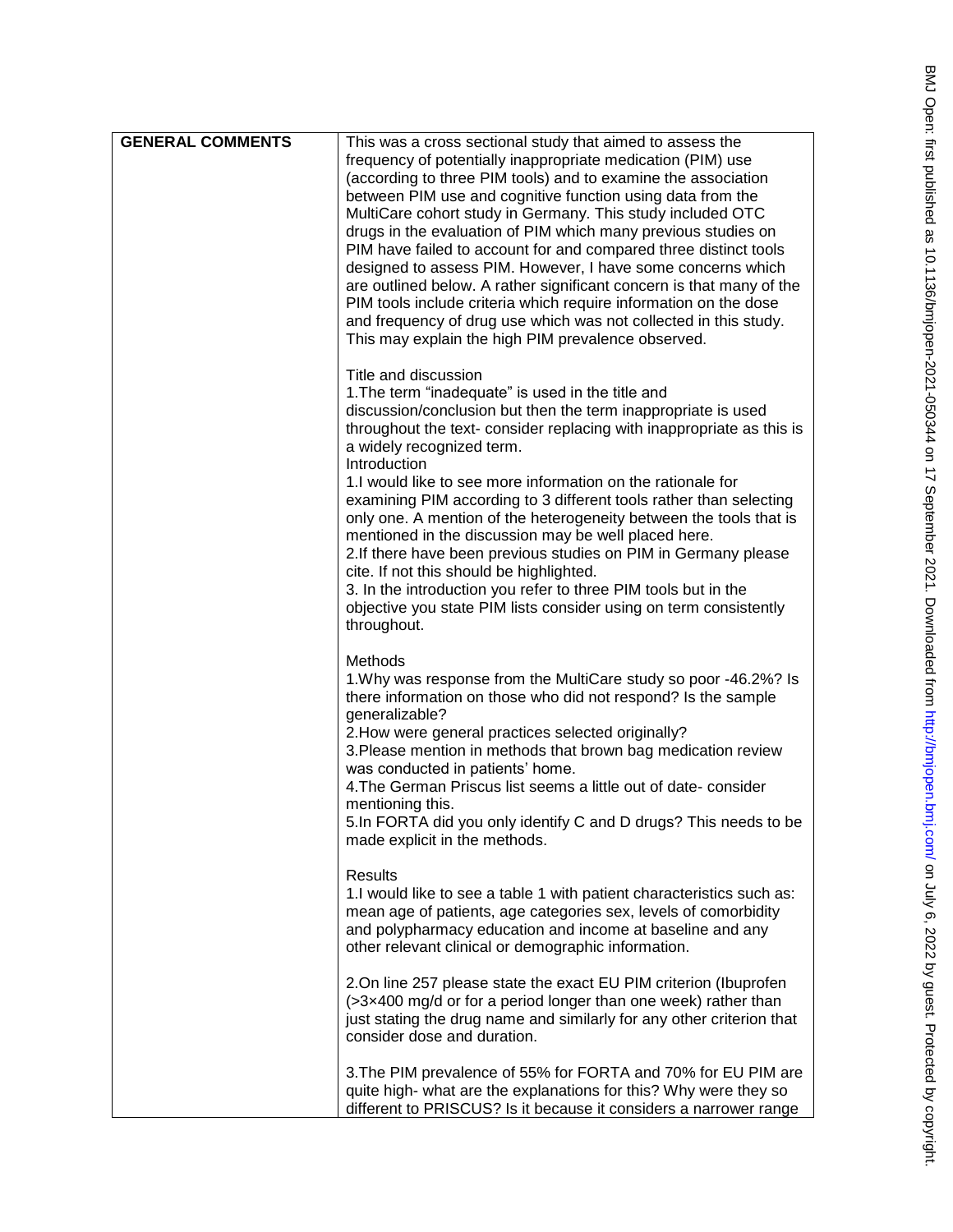| GENERAL COMMENTS | This was a cross sectional study that aimed to assess the frequency of potentially inappropriate medication (PIM) use (according to three PIM tools) and to examine the association between PIM use and cognitive function using data from the MultiCare cohort study in Germany. This study included OTC drugs in the evaluation of PIM which many previous studies on PIM have failed to account for and compared three distinct tools designed to assess PIM. However, I have some concerns which are outlined below. A rather significant concern is that many of the PIM tools include criteria which require information on the dose and frequency of drug use which was not collected in this study. This may explain the high PIM prevalence observed.<br><br>Title and discussion<br>1.The term "inadequate" is used in the title and discussion/conclusion but then the term inappropriate is used throughout the text- consider replacing with inappropriate as this is a widely recognized term.<br>Introduction<br>1.I would like to see more information on the rationale for examining PIM according to 3 different tools rather than selecting only one. A mention of the heterogeneity between the tools that is mentioned in the discussion may be well placed here.<br>2.If there have been previous studies on PIM in Germany please cite. If not this should be highlighted.<br>3. In the introduction you refer to three PIM tools but in the objective you state PIM lists consider using on term consistently throughout.<br><br>Methods<br>1.Why was response from the MultiCare study so poor -46.2%? Is there information on those who did not respond? Is the sample generalizable?<br>2.How were general practices selected originally?<br>3.Please mention in methods that brown bag medication review was conducted in patients' home.<br>4.The German Priscus list seems a little out of date- consider mentioning this.<br>5.In FORTA did you only identify C and D drugs? This needs to be made explicit in the methods.<br><br>Results<br>1.I would like to see a table 1 with patient characteristics such as: mean age of patients, age categories sex, levels of comorbidity and polypharmacy education and income at baseline and any other relevant clinical or demographic information.<br><br>2.On line 257 please state the exact EU PIM criterion (Ibuprofen (>3×400 mg/d or for a period longer than one week) rather than just stating the drug name and similarly for any other criterion that consider dose and duration.<br><br>3.The PIM prevalence of 55% for FORTA and 70% for EU PIM are quite high- what are the explanations for this? Why were they so different to PRISCUS? Is it because it considers a narrower range |
|---|---|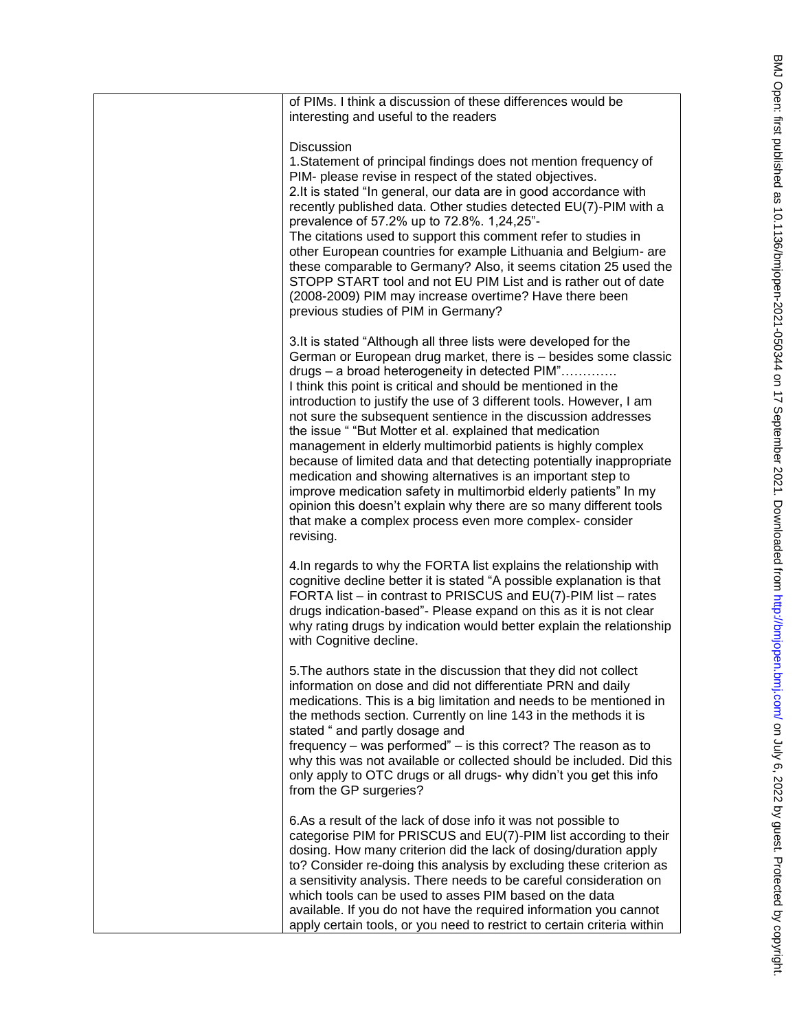of PIMs. I think a discussion of these differences would be interesting and useful to the readers

Discussion

1.Statement of principal findings does not mention frequency of PIM- please revise in respect of the stated objectives.

2.It is stated "In general, our data are in good accordance with recently published data. Other studies detected EU(7)-PIM with a prevalence of 57.2% up to 72.8%. 1,24,25"-
The citations used to support this comment refer to studies in other European countries for example Lithuania and Belgium- are these comparable to Germany? Also, it seems citation 25 used the STOPP START tool and not EU PIM List and is rather out of date (2008-2009) PIM may increase overtime? Have there been previous studies of PIM in Germany?

3.It is stated "Although all three lists were developed for the German or European drug market, there is – besides some classic drugs – a broad heterogeneity in detected PIM"…………
I think this point is critical and should be mentioned in the introduction to justify the use of 3 different tools. However, I am not sure the subsequent sentience in the discussion addresses the issue " "But Motter et al. explained that medication management in elderly multimorbid patients is highly complex because of limited data and that detecting potentially inappropriate medication and showing alternatives is an important step to improve medication safety in multimorbid elderly patients" In my opinion this doesn't explain why there are so many different tools that make a complex process even more complex- consider revising.

4.In regards to why the FORTA list explains the relationship with cognitive decline better it is stated "A possible explanation is that FORTA list – in contrast to PRISCUS and EU(7)-PIM list – rates drugs indication-based"- Please expand on this as it is not clear why rating drugs by indication would better explain the relationship with Cognitive decline.

5.The authors state in the discussion that they did not collect information on dose and did not differentiate PRN and daily medications. This is a big limitation and needs to be mentioned in the methods section. Currently on line 143 in the methods it is stated " and partly dosage and frequency – was performed" – is this correct? The reason as to why this was not available or collected should be included. Did this only apply to OTC drugs or all drugs- why didn't you get this info from the GP surgeries?

6.As a result of the lack of dose info it was not possible to categorise PIM for PRISCUS and EU(7)-PIM list according to their dosing. How many criterion did the lack of dosing/duration apply to? Consider re-doing this analysis by excluding these criterion as a sensitivity analysis. There needs to be careful consideration on which tools can be used to asses PIM based on the data available. If you do not have the required information you cannot apply certain tools, or you need to restrict to certain criteria within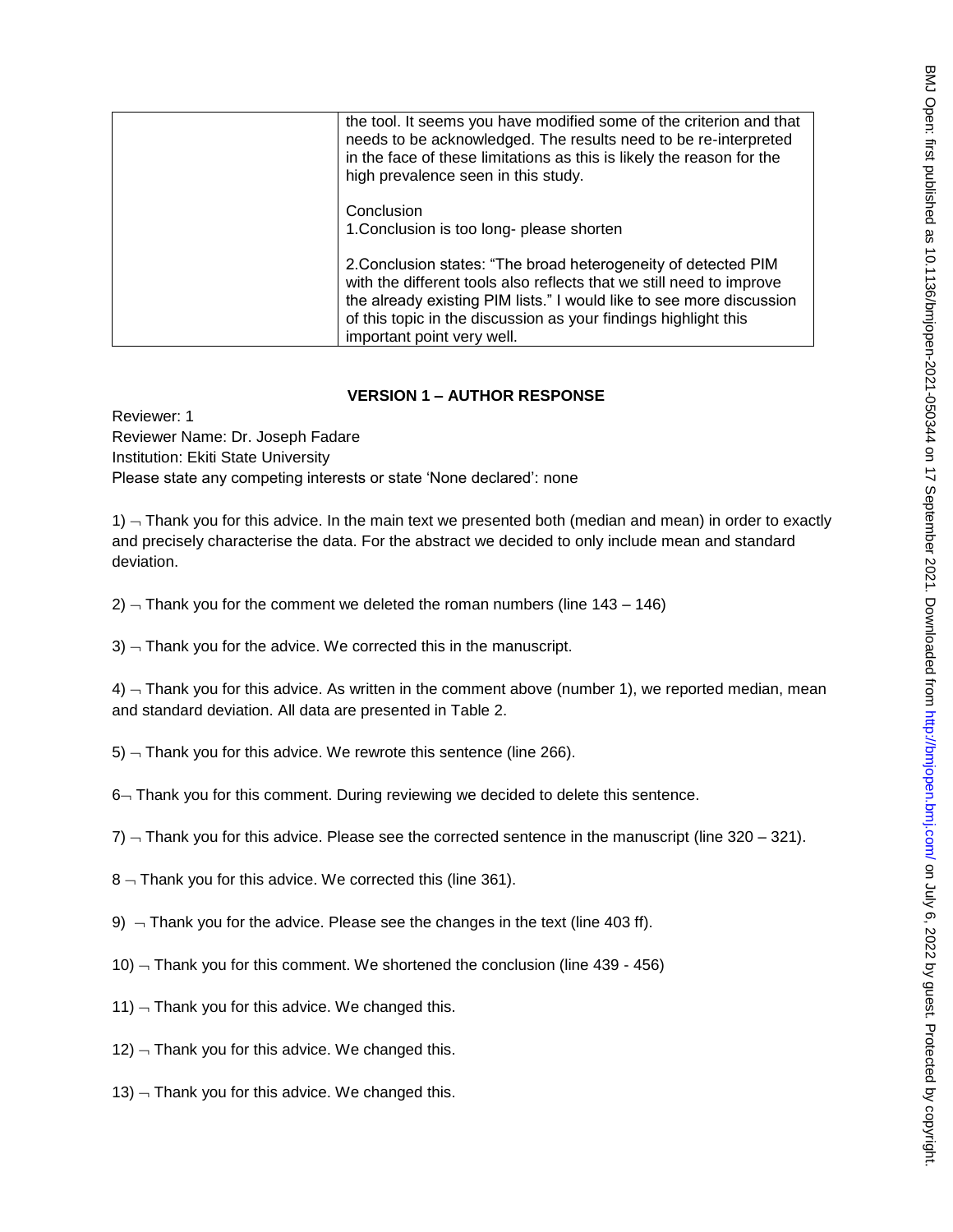| | the tool. It seems you have modified some of the criterion and that needs to be acknowledged. The results need to be re-interpreted in the face of these limitations as this is likely the reason for the high prevalence seen in this study.<br><br>Conclusion<br>1.Conclusion is too long- please shorten<br><br>2.Conclusion states: "The broad heterogeneity of detected PIM with the different tools also reflects that we still need to improve the already existing PIM lists." I would like to see more discussion of this topic in the discussion as your findings highlight this important point very well. |
|---|---|

## VERSION 1 – AUTHOR RESPONSE

Reviewer: 1
Reviewer Name: Dr. Joseph Fadare
Institution: Ekiti State University
Please state any competing interests or state 'None declared': none

1) ¬ Thank you for this advice. In the main text we presented both (median and mean) in order to exactly and precisely characterise the data. For the abstract we decided to only include mean and standard deviation.

2) ¬ Thank you for the comment we deleted the roman numbers (line 143 – 146)

3) ¬ Thank you for the advice. We corrected this in the manuscript.

4) ¬ Thank you for this advice. As written in the comment above (number 1), we reported median, mean and standard deviation. All data are presented in Table 2.

5) ¬ Thank you for this advice. We rewrote this sentence (line 266).

6¬ Thank you for this comment. During reviewing we decided to delete this sentence.

7) ¬ Thank you for this advice. Please see the corrected sentence in the manuscript (line 320 – 321).

8 ¬ Thank you for this advice. We corrected this (line 361).

9) ¬ Thank you for the advice. Please see the changes in the text (line 403 ff).

10) ¬ Thank you for this comment. We shortened the conclusion (line 439 - 456)

11) ¬ Thank you for this advice. We changed this.

12) ¬ Thank you for this advice. We changed this.

13) ¬ Thank you for this advice. We changed this.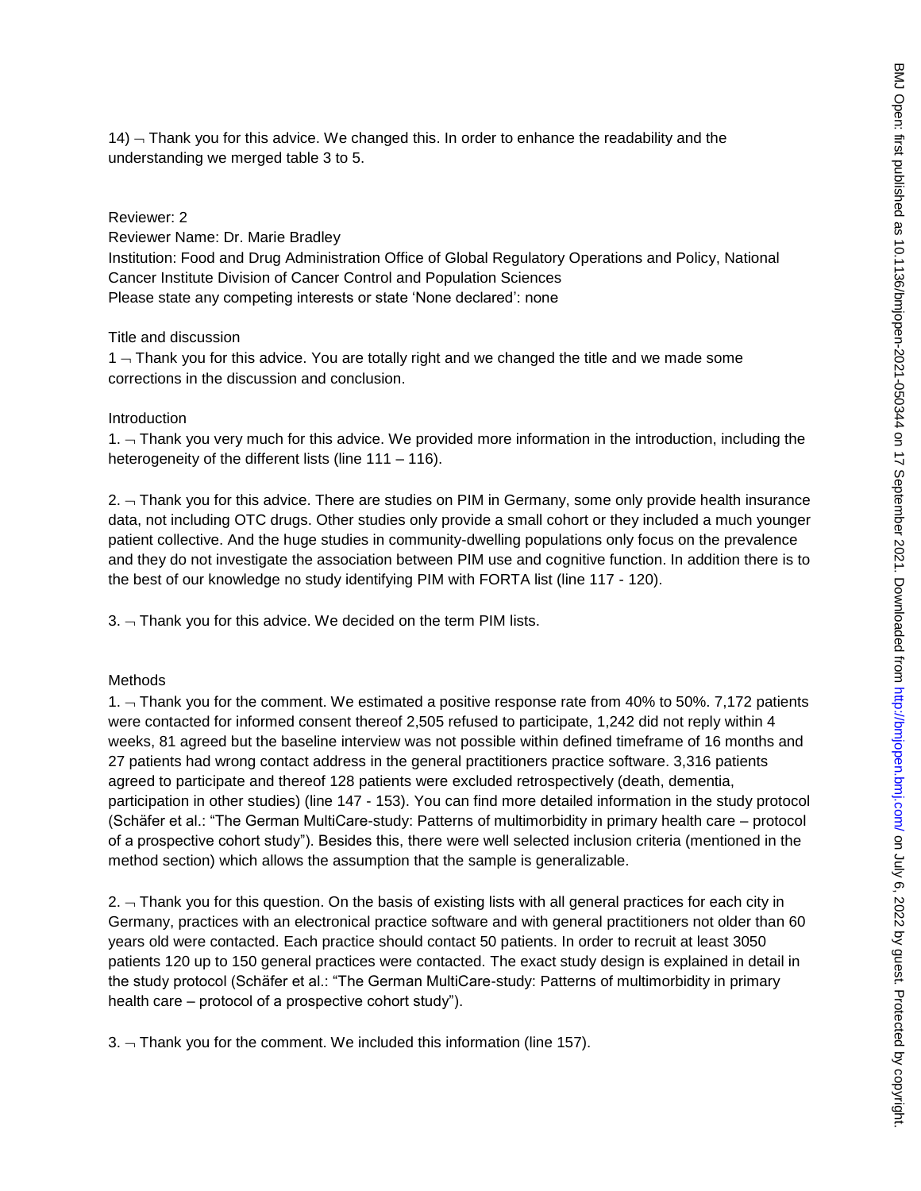14) ¬ Thank you for this advice. We changed this. In order to enhance the readability and the understanding we merged table 3 to 5.

Reviewer: 2

Reviewer Name: Dr. Marie Bradley

Institution: Food and Drug Administration Office of Global Regulatory Operations and Policy, National Cancer Institute Division of Cancer Control and Population Sciences

Please state any competing interests or state 'None declared': none

Title and discussion

1 ¬ Thank you for this advice. You are totally right and we changed the title and we made some corrections in the discussion and conclusion.

Introduction

1. ¬ Thank you very much for this advice. We provided more information in the introduction, including the heterogeneity of the different lists (line 111 – 116).

2. ¬ Thank you for this advice. There are studies on PIM in Germany, some only provide health insurance data, not including OTC drugs. Other studies only provide a small cohort or they included a much younger patient collective. And the huge studies in community-dwelling populations only focus on the prevalence and they do not investigate the association between PIM use and cognitive function. In addition there is to the best of our knowledge no study identifying PIM with FORTA list (line 117 - 120).

3. ¬ Thank you for this advice. We decided on the term PIM lists.

Methods

1. ¬ Thank you for the comment. We estimated a positive response rate from 40% to 50%. 7,172 patients were contacted for informed consent thereof 2,505 refused to participate, 1,242 did not reply within 4 weeks, 81 agreed but the baseline interview was not possible within defined timeframe of 16 months and 27 patients had wrong contact address in the general practitioners practice software. 3,316 patients agreed to participate and thereof 128 patients were excluded retrospectively (death, dementia, participation in other studies) (line 147 - 153). You can find more detailed information in the study protocol (Schäfer et al.: "The German MultiCare-study: Patterns of multimorbidity in primary health care – protocol of a prospective cohort study"). Besides this, there were well selected inclusion criteria (mentioned in the method section) which allows the assumption that the sample is generalizable.

2. ¬ Thank you for this question. On the basis of existing lists with all general practices for each city in Germany, practices with an electronical practice software and with general practitioners not older than 60 years old were contacted. Each practice should contact 50 patients. In order to recruit at least 3050 patients 120 up to 150 general practices were contacted. The exact study design is explained in detail in the study protocol (Schäfer et al.: "The German MultiCare-study: Patterns of multimorbidity in primary health care – protocol of a prospective cohort study").

3. ¬ Thank you for the comment. We included this information (line 157).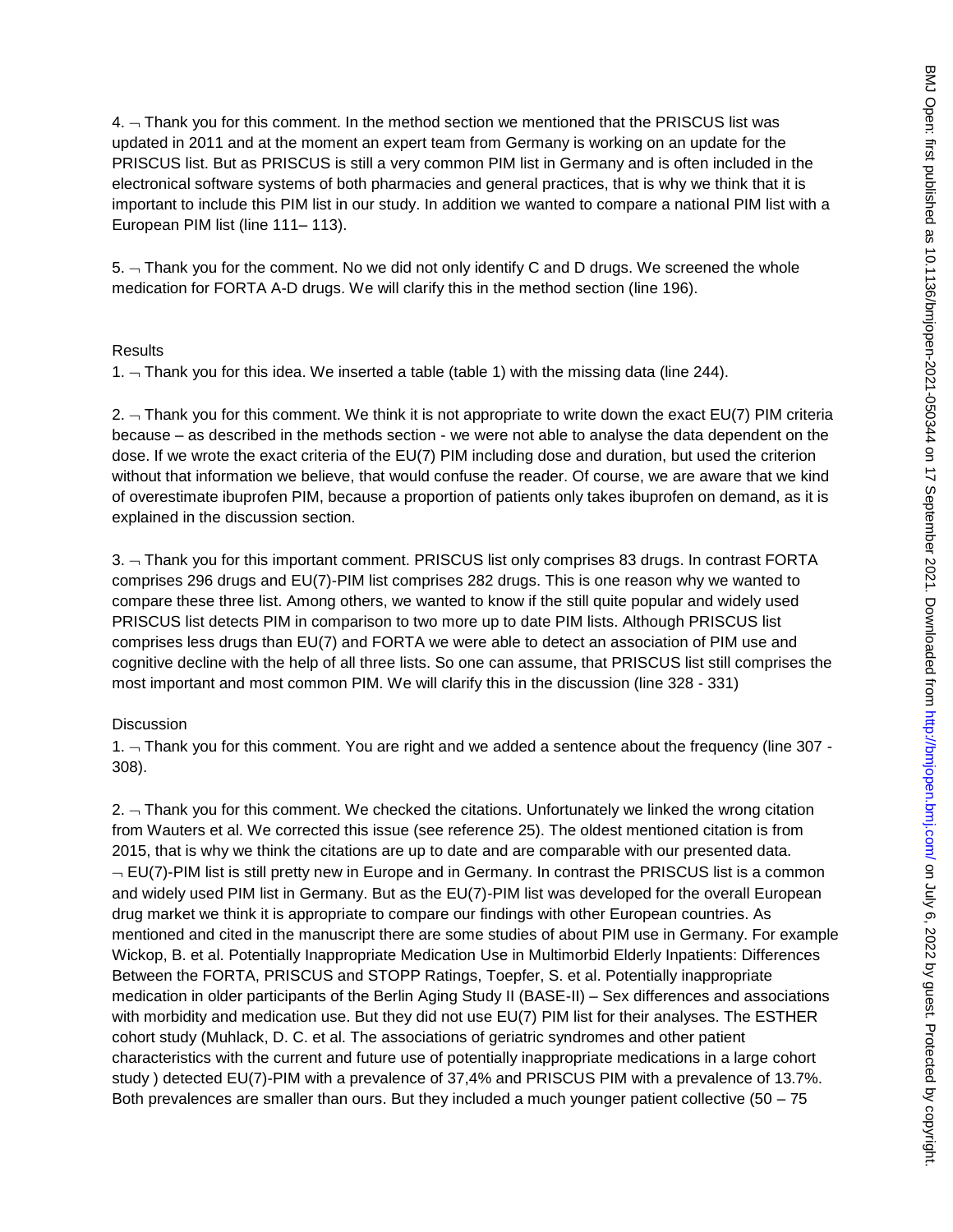4. ¬ Thank you for this comment. In the method section we mentioned that the PRISCUS list was updated in 2011 and at the moment an expert team from Germany is working on an update for the PRISCUS list. But as PRISCUS is still a very common PIM list in Germany and is often included in the electronical software systems of both pharmacies and general practices, that is why we think that it is important to include this PIM list in our study. In addition we wanted to compare a national PIM list with a European PIM list (line 111– 113).

5. ¬ Thank you for the comment. No we did not only identify C and D drugs. We screened the whole medication for FORTA A-D drugs. We will clarify this in the method section (line 196).

Results

1. ¬ Thank you for this idea. We inserted a table (table 1) with the missing data (line 244).

2. ¬ Thank you for this comment. We think it is not appropriate to write down the exact EU(7) PIM criteria because – as described in the methods section - we were not able to analyse the data dependent on the dose. If we wrote the exact criteria of the EU(7) PIM including dose and duration, but used the criterion without that information we believe, that would confuse the reader. Of course, we are aware that we kind of overestimate ibuprofen PIM, because a proportion of patients only takes ibuprofen on demand, as it is explained in the discussion section.

3. ¬ Thank you for this important comment. PRISCUS list only comprises 83 drugs. In contrast FORTA comprises 296 drugs and EU(7)-PIM list comprises 282 drugs. This is one reason why we wanted to compare these three list. Among others, we wanted to know if the still quite popular and widely used PRISCUS list detects PIM in comparison to two more up to date PIM lists. Although PRISCUS list comprises less drugs than EU(7) and FORTA we were able to detect an association of PIM use and cognitive decline with the help of all three lists. So one can assume, that PRISCUS list still comprises the most important and most common PIM. We will clarify this in the discussion (line 328 - 331)

Discussion

1. ¬ Thank you for this comment. You are right and we added a sentence about the frequency (line 307 - 308).

2. ¬ Thank you for this comment. We checked the citations. Unfortunately we linked the wrong citation from Wauters et al. We corrected this issue (see reference 25). The oldest mentioned citation is from 2015, that is why we think the citations are up to date and are comparable with our presented data.
¬ EU(7)-PIM list is still pretty new in Europe and in Germany. In contrast the PRISCUS list is a common and widely used PIM list in Germany. But as the EU(7)-PIM list was developed for the overall European drug market we think it is appropriate to compare our findings with other European countries. As mentioned and cited in the manuscript there are some studies of about PIM use in Germany. For example Wickop, B. et al. Potentially Inappropriate Medication Use in Multimorbid Elderly Inpatients: Differences Between the FORTA, PRISCUS and STOPP Ratings, Toepfer, S. et al. Potentially inappropriate medication in older participants of the Berlin Aging Study II (BASE-II) – Sex differences and associations with morbidity and medication use. But they did not use EU(7) PIM list for their analyses. The ESTHER cohort study (Muhlack, D. C. et al. The associations of geriatric syndromes and other patient characteristics with the current and future use of potentially inappropriate medications in a large cohort study ) detected EU(7)-PIM with a prevalence of 37,4% and PRISCUS PIM with a prevalence of 13.7%. Both prevalences are smaller than ours. But they included a much younger patient collective (50 – 75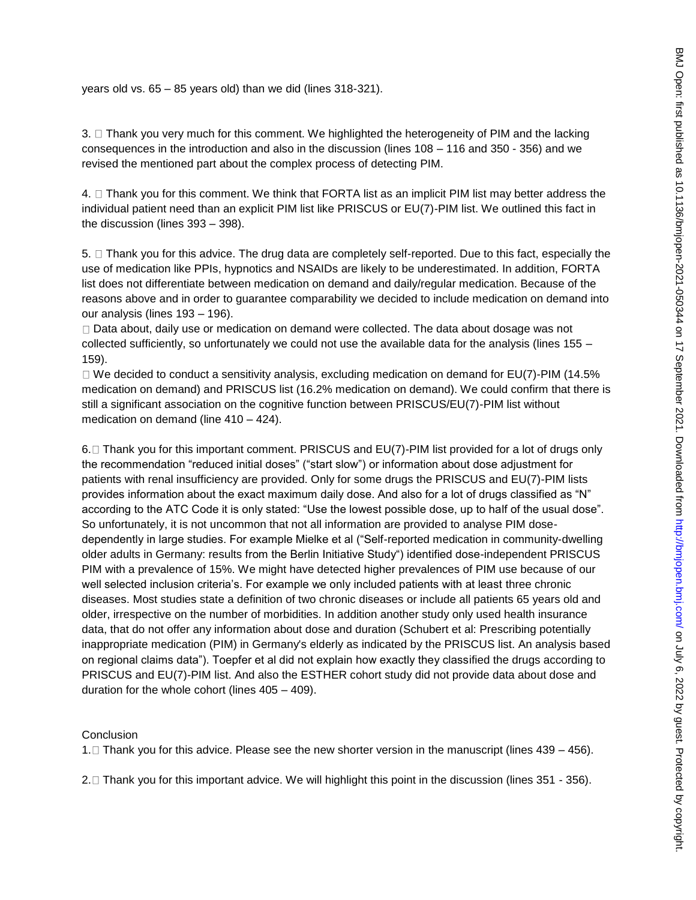years old vs. 65 – 85 years old) than we did (lines 318-321).

3.  Thank you very much for this comment. We highlighted the heterogeneity of PIM and the lacking consequences in the introduction and also in the discussion (lines 108 – 116 and 350 - 356) and we revised the mentioned part about the complex process of detecting PIM.

4.  Thank you for this comment. We think that FORTA list as an implicit PIM list may better address the individual patient need than an explicit PIM list like PRISCUS or EU(7)-PIM list. We outlined this fact in the discussion (lines 393 – 398).

5.  Thank you for this advice. The drug data are completely self-reported. Due to this fact, especially the use of medication like PPIs, hypnotics and NSAIDs are likely to be underestimated. In addition, FORTA list does not differentiate between medication on demand and daily/regular medication. Because of the reasons above and in order to guarantee comparability we decided to include medication on demand into our analysis (lines 193 – 196).

 Data about, daily use or medication on demand were collected. The data about dosage was not collected sufficiently, so unfortunately we could not use the available data for the analysis (lines 155 – 159).

 We decided to conduct a sensitivity analysis, excluding medication on demand for EU(7)-PIM (14.5% medication on demand) and PRISCUS list (16.2% medication on demand). We could confirm that there is still a significant association on the cognitive function between PRISCUS/EU(7)-PIM list without medication on demand (line 410 – 424).

6. Thank you for this important comment. PRISCUS and EU(7)-PIM list provided for a lot of drugs only the recommendation “reduced initial doses” (“start slow”) or information about dose adjustment for patients with renal insufficiency are provided. Only for some drugs the PRISCUS and EU(7)-PIM lists provides information about the exact maximum daily dose. And also for a lot of drugs classified as “N” according to the ATC Code it is only stated: “Use the lowest possible dose, up to half of the usual dose”. So unfortunately, it is not uncommon that not all information are provided to analyse PIM dose-dependently in large studies. For example Mielke et al (“Self-reported medication in community-dwelling older adults in Germany: results from the Berlin Initiative Study“) identified dose-independent PRISCUS PIM with a prevalence of 15%. We might have detected higher prevalences of PIM use because of our well selected inclusion criteria’s. For example we only included patients with at least three chronic diseases. Most studies state a definition of two chronic diseases or include all patients 65 years old and older, irrespective on the number of morbidities. In addition another study only used health insurance data, that do not offer any information about dose and duration (Schubert et al: Prescribing potentially inappropriate medication (PIM) in Germany's elderly as indicated by the PRISCUS list. An analysis based on regional claims data”). Toepfer et al did not explain how exactly they classified the drugs according to PRISCUS and EU(7)-PIM list. And also the ESTHER cohort study did not provide data about dose and duration for the whole cohort (lines 405 – 409).

Conclusion

1. Thank you for this advice. Please see the new shorter version in the manuscript (lines 439 – 456).

2. Thank you for this important advice. We will highlight this point in the discussion (lines 351 - 356).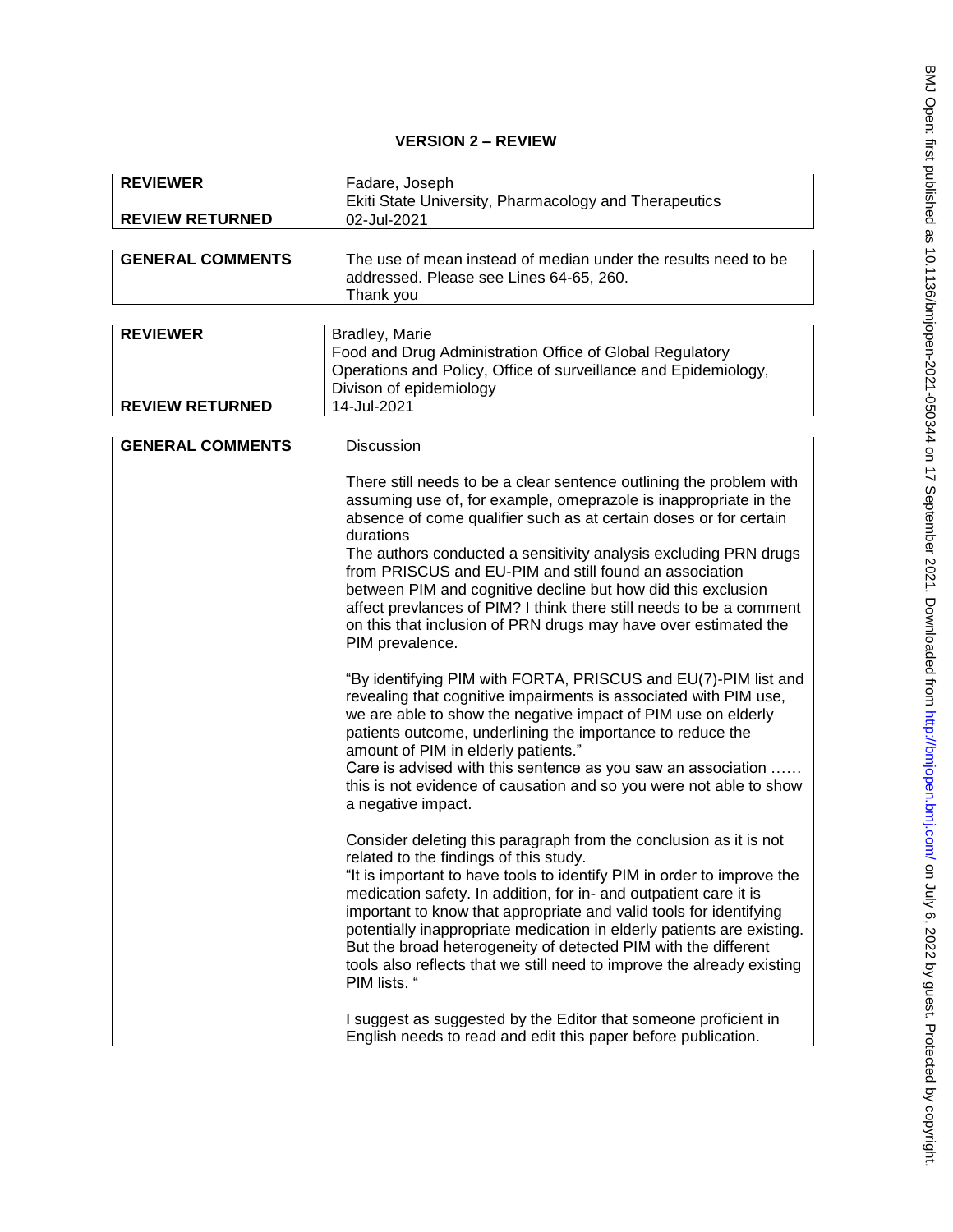# VERSION 2 – REVIEW

| | |
|---|---|
| **REVIEWER** | Fadare, Joseph<br>Ekiti State University, Pharmacology and Therapeutics |
| **REVIEW RETURNED** | 02-Jul-2021 |

| | |
|---|---|
| **GENERAL COMMENTS** | The use of mean instead of median under the results need to be addressed. Please see Lines 64-65, 260.<br>Thank you |

| | |
|---|---|
| **REVIEWER** | Bradley, Marie<br>Food and Drug Administration Office of Global Regulatory Operations and Policy, Office of surveillance and Epidemiology, Divison of epidemiology |
| **REVIEW RETURNED** | 14-Jul-2021 |

| | |
|---|---|
| **GENERAL COMMENTS** | Discussion<br><br>There still needs to be a clear sentence outlining the problem with assuming use of, for example, omeprazole is inappropriate in the absence of come qualifier such as at certain doses or for certain durations<br>The authors conducted a sensitivity analysis excluding PRN drugs from PRISCUS and EU-PIM and still found an association between PIM and cognitive decline but how did this exclusion affect prevlances of PIM? I think there still needs to be a comment on this that inclusion of PRN drugs may have over estimated the PIM prevalence.<br><br>"By identifying PIM with FORTA, PRISCUS and EU(7)-PIM list and revealing that cognitive impairments is associated with PIM use, we are able to show the negative impact of PIM use on elderly patients outcome, underlining the importance to reduce the amount of PIM in elderly patients."<br>Care is advised with this sentence as you saw an association …… this is not evidence of causation and so you were not able to show a negative impact.<br><br>Consider deleting this paragraph from the conclusion as it is not related to the findings of this study.<br>"It is important to have tools to identify PIM in order to improve the medication safety. In addition, for in- and outpatient care it is important to know that appropriate and valid tools for identifying potentially inappropriate medication in elderly patients are existing. But the broad heterogeneity of detected PIM with the different tools also reflects that we still need to improve the already existing PIM lists. "<br><br>I suggest as suggested by the Editor that someone proficient in English needs to read and edit this paper before publication. |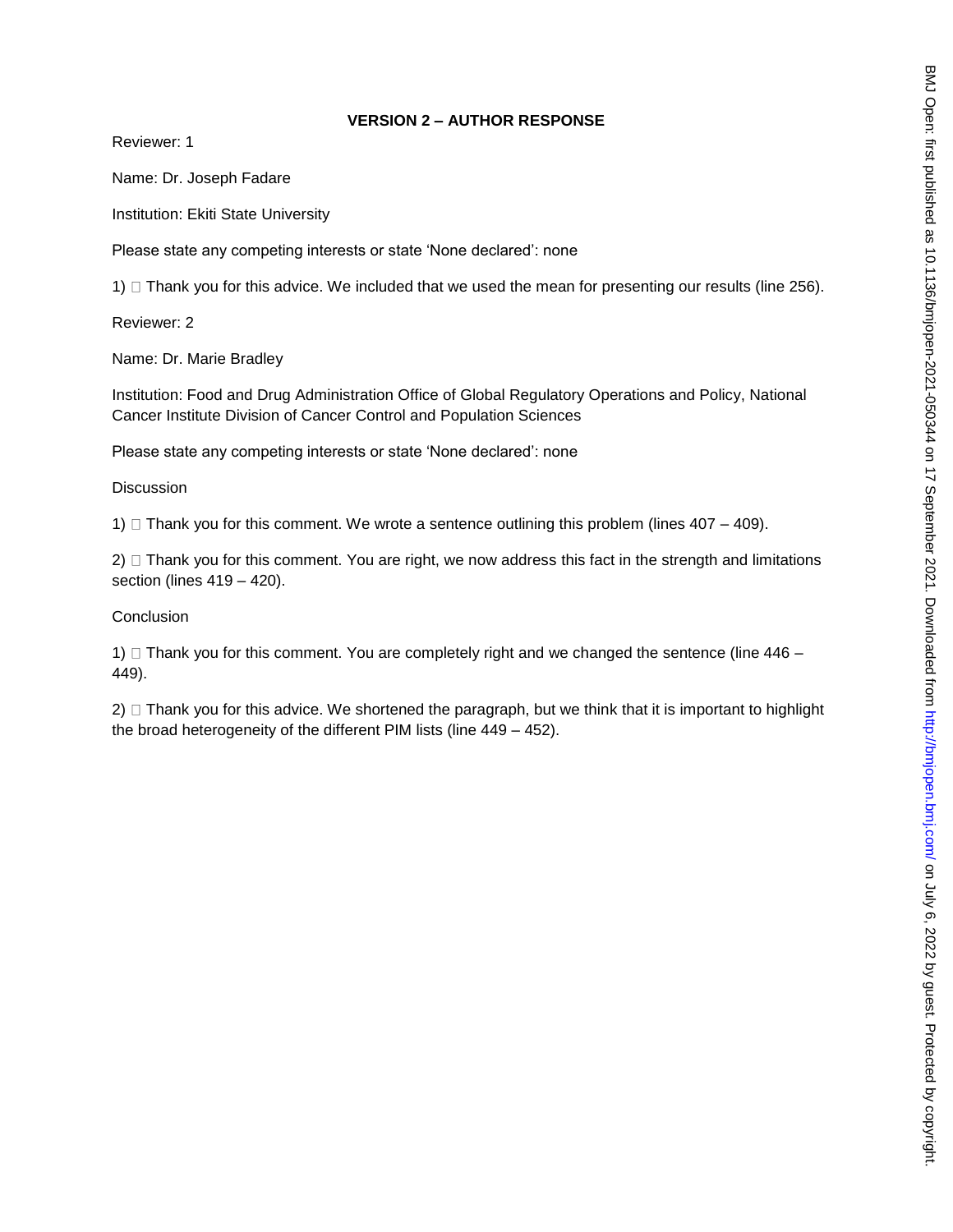**VERSION 2 – AUTHOR RESPONSE**

Reviewer: 1

Name: Dr. Joseph Fadare

Institution: Ekiti State University

Please state any competing interests or state 'None declared': none

1)  Thank you for this advice. We included that we used the mean for presenting our results (line 256).

Reviewer: 2

Name: Dr. Marie Bradley

Institution: Food and Drug Administration Office of Global Regulatory Operations and Policy, National Cancer Institute Division of Cancer Control and Population Sciences

Please state any competing interests or state 'None declared': none

Discussion

1)  Thank you for this comment. We wrote a sentence outlining this problem (lines 407 – 409).

2)  Thank you for this comment. You are right, we now address this fact in the strength and limitations section (lines 419 – 420).

Conclusion

1)  Thank you for this comment. You are completely right and we changed the sentence (line 446 – 449).

2)  Thank you for this advice. We shortened the paragraph, but we think that it is important to highlight the broad heterogeneity of the different PIM lists (line 449 – 452).